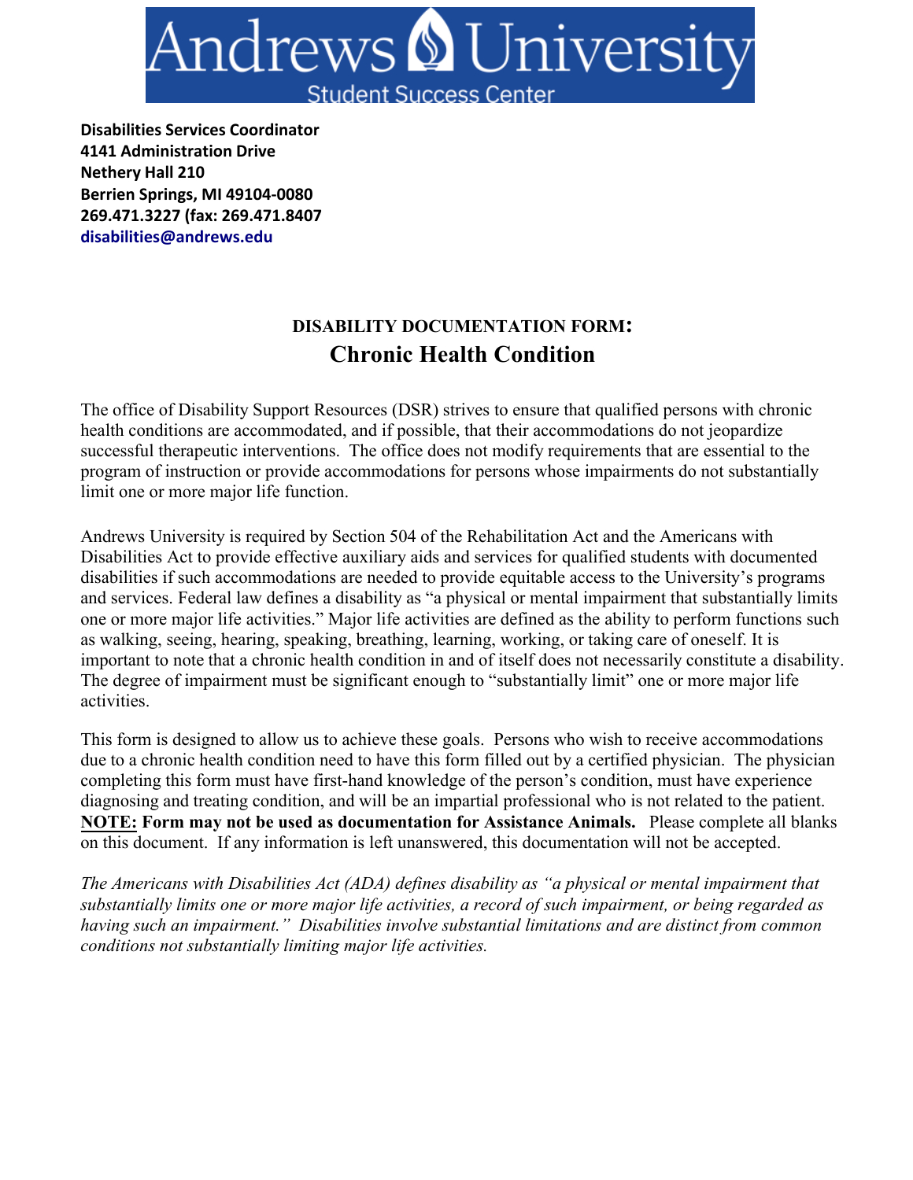Andrews University
Student Success Center

**Disabilities Services Coordinator**
**4141 Administration Drive**
**Nethery Hall 210**
**Berrien Springs, MI 49104-0080**
**269.471.3227 (fax: 269.471.8407**
**disabilities@andrews.edu**

## DISABILITY DOCUMENTATION FORM:
## Chronic Health Condition

The office of Disability Support Resources (DSR) strives to ensure that qualified persons with chronic health conditions are accommodated, and if possible, that their accommodations do not jeopardize successful therapeutic interventions. The office does not modify requirements that are essential to the program of instruction or provide accommodations for persons whose impairments do not substantially limit one or more major life function.

Andrews University is required by Section 504 of the Rehabilitation Act and the Americans with Disabilities Act to provide effective auxiliary aids and services for qualified students with documented disabilities if such accommodations are needed to provide equitable access to the University's programs and services. Federal law defines a disability as "a physical or mental impairment that substantially limits one or more major life activities." Major life activities are defined as the ability to perform functions such as walking, seeing, hearing, speaking, breathing, learning, working, or taking care of oneself. It is important to note that a chronic health condition in and of itself does not necessarily constitute a disability. The degree of impairment must be significant enough to "substantially limit" one or more major life activities.

This form is designed to allow us to achieve these goals. Persons who wish to receive accommodations due to a chronic health condition need to have this form filled out by a certified physician. The physician completing this form must have first-hand knowledge of the person's condition, must have experience diagnosing and treating condition, and will be an impartial professional who is not related to the patient. **NOTE: Form may not be used as documentation for Assistance Animals.** Please complete all blanks on this document. If any information is left unanswered, this documentation will not be accepted.

*The Americans with Disabilities Act (ADA) defines disability as "a physical or mental impairment that substantially limits one or more major life activities, a record of such impairment, or being regarded as having such an impairment." Disabilities involve substantial limitations and are distinct from common conditions not substantially limiting major life activities.*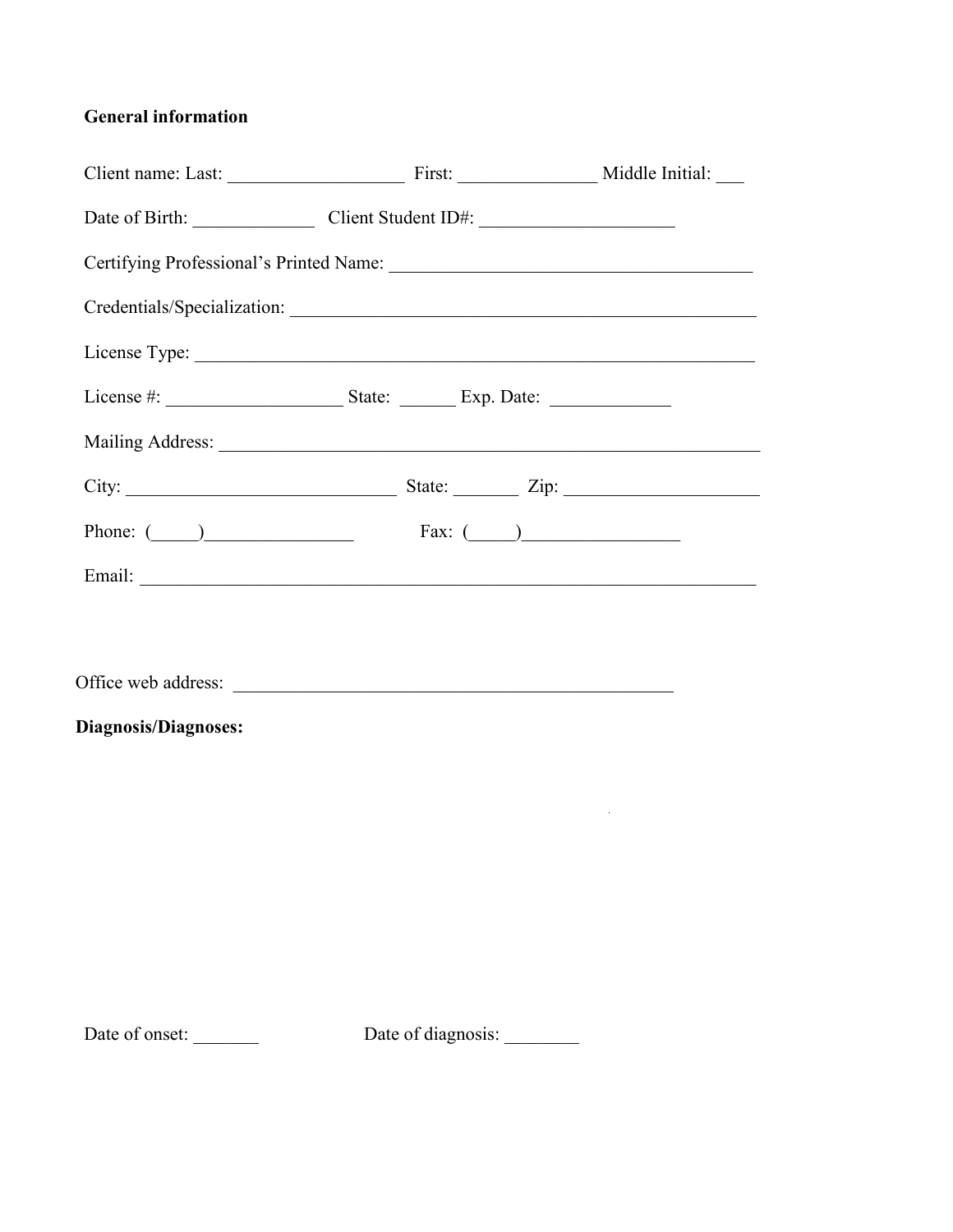**General information**

Client name: Last: ___________________ First: _______________ Middle Initial: ___

Date of Birth: _____________ Client Student ID#: _____________________

Certifying Professional's Printed Name: _______________________________________

Credentials/Specialization: ___________________________________________________

License Type: ____________________________________________________________

License #: ___________________ State: ______ Exp. Date: _____________

Mailing Address: __________________________________________________________

City: _____________________________ State: _______ Zip: ____________________

Phone: (_____)________________ Fax: (_____)_________________

Email: ___________________________________________________________________

Office web address: ________________________________________________

**Diagnosis/Diagnoses:**

Date of onset: _______ Date of diagnosis: ________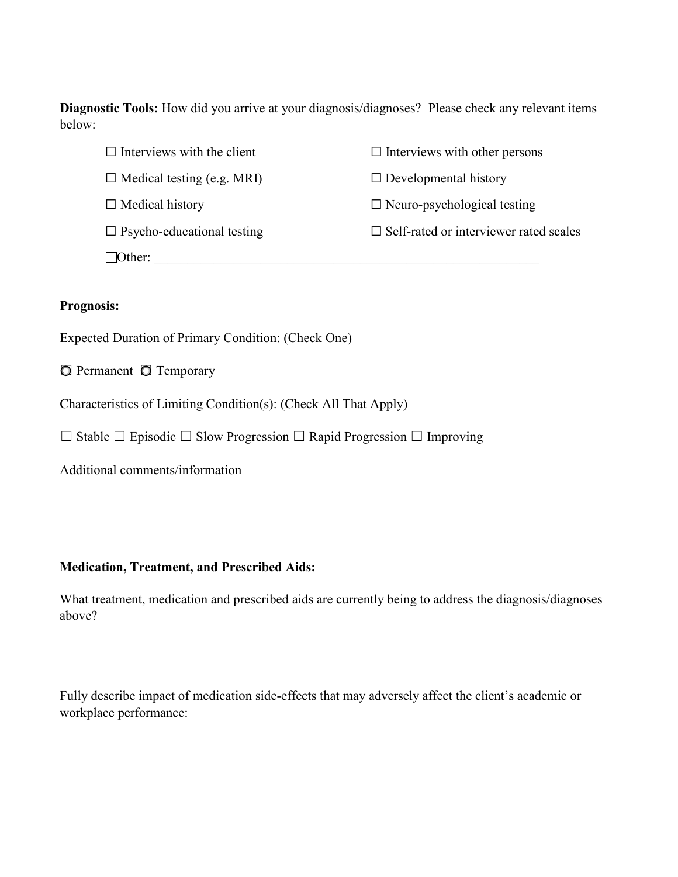**Diagnostic Tools:** How did you arrive at your diagnosis/diagnoses? Please check any relevant items below:

☐ Interviews with the client

☐ Interviews with other persons

☐ Medical testing (e.g. MRI)

☐ Developmental history

☐ Medical history

☐ Neuro-psychological testing

☐ Psycho-educational testing

☐ Self-rated or interviewer rated scales

☐Other: ____________________________________________________________

**Prognosis:**

Expected Duration of Primary Condition: (Check One)

◯ Permanent ◯ Temporary

Characteristics of Limiting Condition(s): (Check All That Apply)

☐ Stable ☐ Episodic ☐ Slow Progression ☐ Rapid Progression ☐ Improving

Additional comments/information

**Medication, Treatment, and Prescribed Aids:**

What treatment, medication and prescribed aids are currently being to address the diagnosis/diagnoses above?

Fully describe impact of medication side-effects that may adversely affect the client's academic or workplace performance: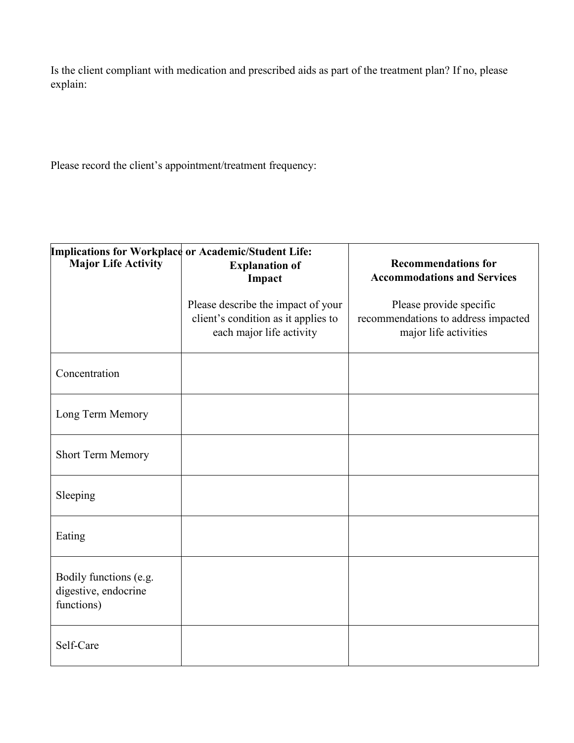Is the client compliant with medication and prescribed aids as part of the treatment plan? If no, please explain:

Please record the client's appointment/treatment frequency:

| **Implications for Workplace or Academic/Student Life:** | | |
|---|---|---|
| **Major Life Activity** | **Explanation of Impact**<br><br>Please describe the impact of your client's condition as it applies to each major life activity | **Recommendations for Accommodations and Services**<br><br>Please provide specific recommendations to address impacted major life activities |
| Concentration | | |
| Long Term Memory | | |
| Short Term Memory | | |
| Sleeping | | |
| Eating | | |
| Bodily functions (e.g. digestive, endocrine functions) | | |
| Self-Care | | |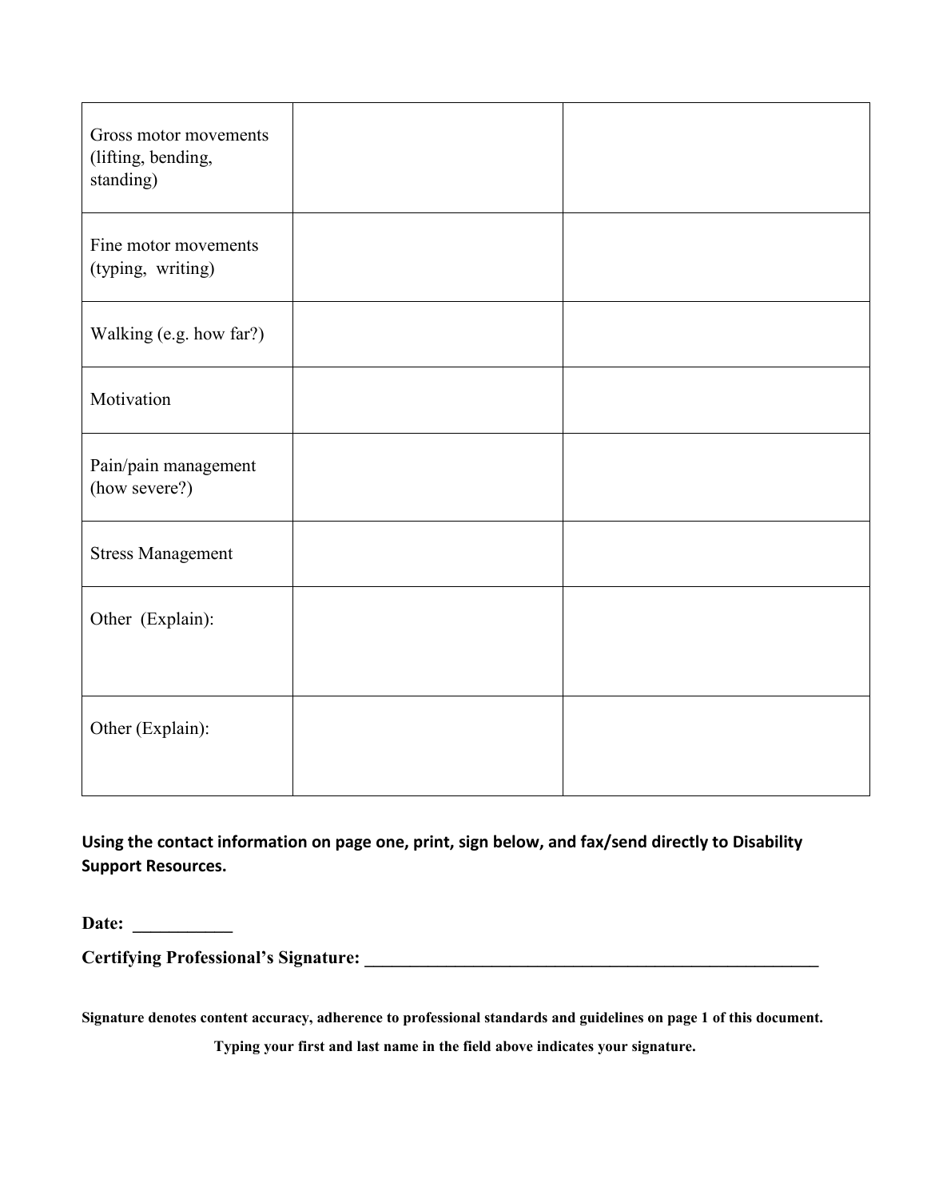| | | |
|---|---|---|
| Gross motor movements (lifting, bending, standing) | | |
| Fine motor movements (typing, writing) | | |
| Walking (e.g. how far?) | | |
| Motivation | | |
| Pain/pain management (how severe?) | | |
| Stress Management | | |
| Other (Explain): | | |
| Other (Explain): | | |

**Using the contact information on page one, print, sign below, and fax/send directly to Disability Support Resources.**

**Date: ___________**

**Certifying Professional's Signature: ______________________________________________________**

**Signature denotes content accuracy, adherence to professional standards and guidelines on page 1 of this document.**

**Typing your first and last name in the field above indicates your signature.**